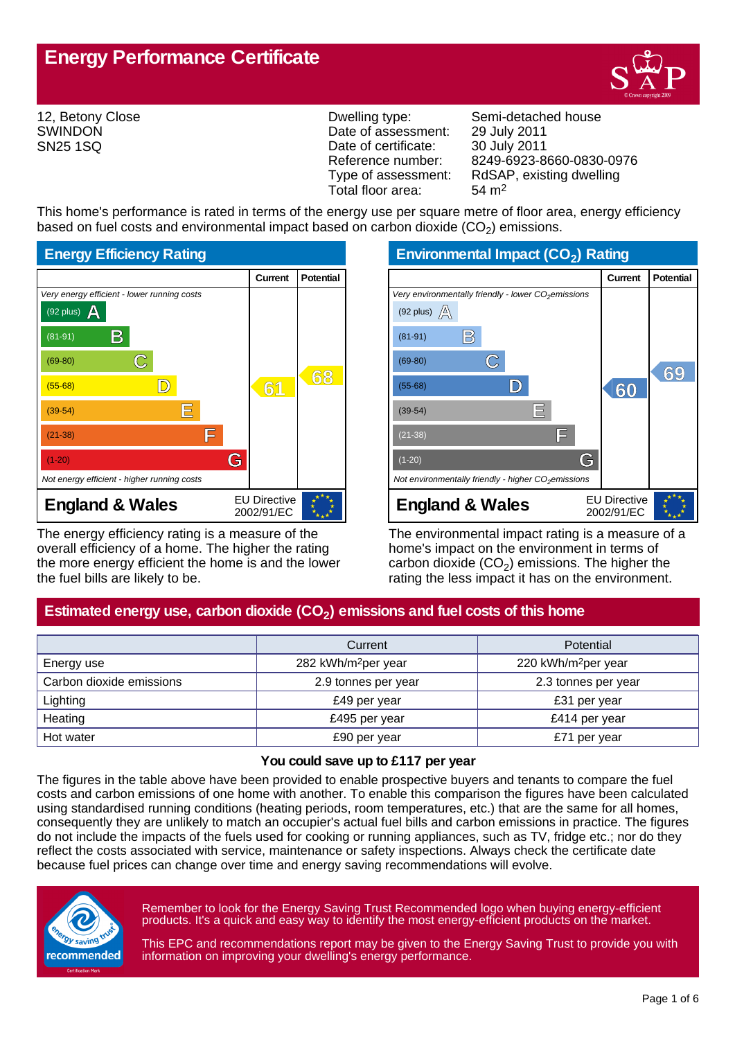# Energy Performance Certificate

12, Betony Close
SWINDON
SN25 1SQ

| | |
|---|---|
| Dwelling type: | Semi-detached house |
| Date of assessment: | 29 July 2011 |
| Date of certificate: | 30 July 2011 |
| Reference number: | 8249-6923-8660-0830-0976 |
| Type of assessment: | RdSAP, existing dwelling |
| Total floor area: | 54 m$^2$ |

This home's performance is rated in terms of the energy use per square metre of floor area, energy efficiency based on fuel costs and environmental impact based on carbon dioxide ($CO_2$) emissions.

## Energy Efficiency Rating

| | Current | Potential |
|---|---|---|
| *Very energy efficient - lower running costs* | | |
| (92 plus) A | | |
| (81-91) B | | |
| (69-80) C | | |
| (55-68) D | 61 | 68 |
| (39-54) E | | |
| (21-38) F | | |
| (1-20) G | | |
| *Not energy efficient - higher running costs* | | |
| **England & Wales** | EU Directive 2002/91/EC | |

The energy efficiency rating is a measure of the overall efficiency of a home. The higher the rating the more energy efficient the home is and the lower the fuel bills are likely to be.

## Environmental Impact ($CO_2$) Rating

| | Current | Potential |
|---|---|---|
| *Very environmentally friendly - lower $CO_2$ emissions* | | |
| (92 plus) A | | |
| (81-91) B | | |
| (69-80) C | | 69 |
| (55-68) D | 60 | |
| (39-54) E | | |
| (21-38) F | | |
| (1-20) G | | |
| *Not environmentally friendly - higher $CO_2$ emissions* | | |
| **England & Wales** | EU Directive 2002/91/EC | |

The environmental impact rating is a measure of a home's impact on the environment in terms of carbon dioxide ($CO_2$) emissions. The higher the rating the less impact it has on the environment.

## Estimated energy use, carbon dioxide ($CO_2$) emissions and fuel costs of this home

| | Current | Potential |
|---|---|---|
| Energy use | 282 kWh/m$^2$ per year | 220 kWh/m$^2$ per year |
| Carbon dioxide emissions | 2.9 tonnes per year | 2.3 tonnes per year |
| Lighting | £49 per year | £31 per year |
| Heating | £495 per year | £414 per year |
| Hot water | £90 per year | £71 per year |

**You could save up to £117 per year**

The figures in the table above have been provided to enable prospective buyers and tenants to compare the fuel costs and carbon emissions of one home with another. To enable this comparison the figures have been calculated using standardised running conditions (heating periods, room temperatures, etc.) that are the same for all homes, consequently they are unlikely to match an occupier's actual fuel bills and carbon emissions in practice. The figures do not include the impacts of the fuels used for cooking or running appliances, such as TV, fridge etc.; nor do they reflect the costs associated with service, maintenance or safety inspections. Always check the certificate date because fuel prices can change over time and energy saving recommendations will evolve.

Remember to look for the Energy Saving Trust Recommended logo when buying energy-efficient products. It's a quick and easy way to identify the most energy-efficient products on the market.

This EPC and recommendations report may be given to the Energy Saving Trust to provide you with information on improving your dwelling's energy performance.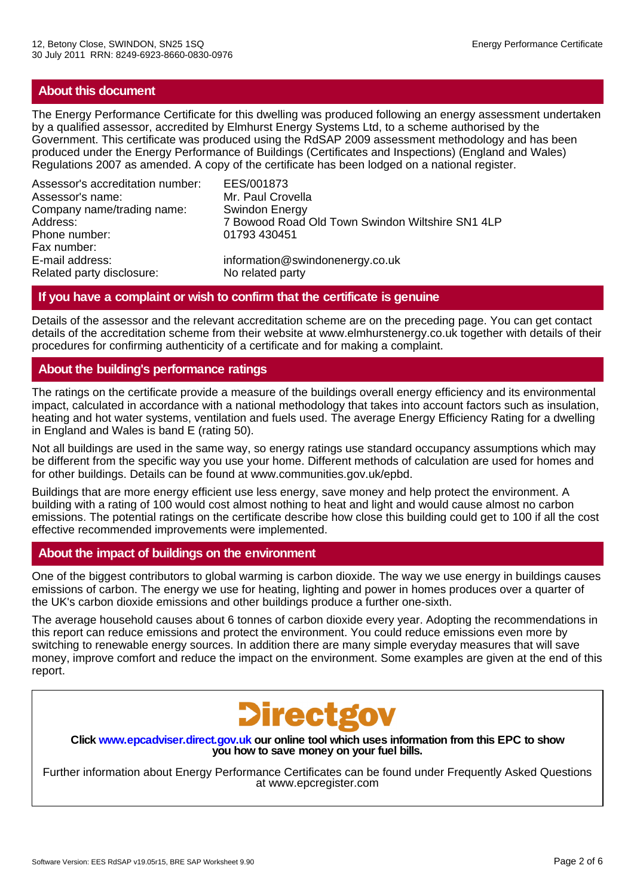## About this document

The Energy Performance Certificate for this dwelling was produced following an energy assessment undertaken by a qualified assessor, accredited by Elmhurst Energy Systems Ltd, to a scheme authorised by the Government. This certificate was produced using the RdSAP 2009 assessment methodology and has been produced under the Energy Performance of Buildings (Certificates and Inspections) (England and Wales) Regulations 2007 as amended. A copy of the certificate has been lodged on a national register.

| | |
|---|---|
| Assessor's accreditation number: | EES/001873 |
| Assessor's name: | Mr. Paul Crovella |
| Company name/trading name: | Swindon Energy |
| Address: | 7 Bowood Road Old Town Swindon Wiltshire SN1 4LP |
| Phone number: | 01793 430451 |
| Fax number: | |
| E-mail address: | information@swindonenergy.co.uk |
| Related party disclosure: | No related party |

## If you have a complaint or wish to confirm that the certificate is genuine

Details of the assessor and the relevant accreditation scheme are on the preceding page. You can get contact details of the accreditation scheme from their website at www.elmhurstenergy.co.uk together with details of their procedures for confirming authenticity of a certificate and for making a complaint.

## About the building's performance ratings

The ratings on the certificate provide a measure of the buildings overall energy efficiency and its environmental impact, calculated in accordance with a national methodology that takes into account factors such as insulation, heating and hot water systems, ventilation and fuels used. The average Energy Efficiency Rating for a dwelling in England and Wales is band E (rating 50).

Not all buildings are used in the same way, so energy ratings use standard occupancy assumptions which may be different from the specific way you use your home. Different methods of calculation are used for homes and for other buildings. Details can be found at www.communities.gov.uk/epbd.

Buildings that are more energy efficient use less energy, save money and help protect the environment. A building with a rating of 100 would cost almost nothing to heat and light and would cause almost no carbon emissions. The potential ratings on the certificate describe how close this building could get to 100 if all the cost effective recommended improvements were implemented.

## About the impact of buildings on the environment

One of the biggest contributors to global warming is carbon dioxide. The way we use energy in buildings causes emissions of carbon. The energy we use for heating, lighting and power in homes produces over a quarter of the UK's carbon dioxide emissions and other buildings produce a further one-sixth.

The average household causes about 6 tonnes of carbon dioxide every year. Adopting the recommendations in this report can reduce emissions and protect the environment. You could reduce emissions even more by switching to renewable energy sources. In addition there are many simple everyday measures that will save money, improve comfort and reduce the impact on the environment. Some examples are given at the end of this report.

Directgov

**Click www.epcadviser.direct.gov.uk our online tool which uses information from this EPC to show you how to save money on your fuel bills.**

Further information about Energy Performance Certificates can be found under Frequently Asked Questions at www.epcregister.com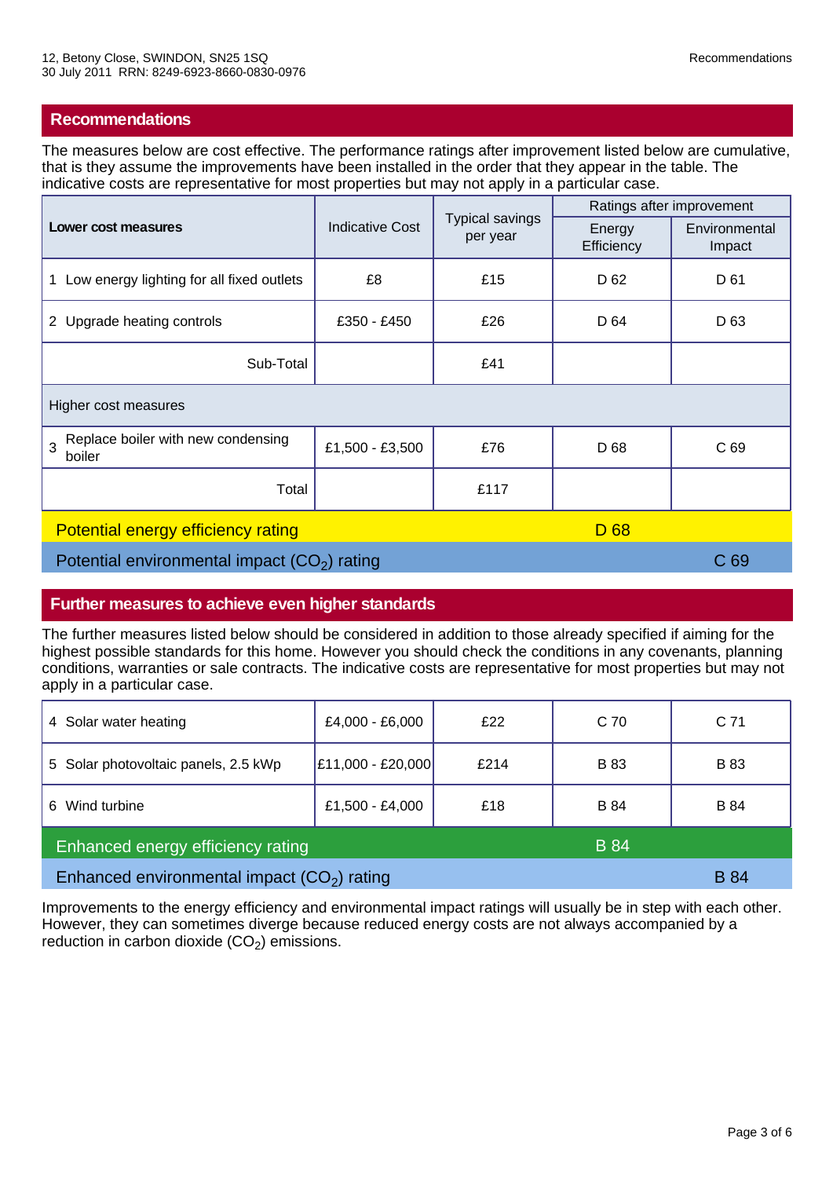12, Betony Close, SWINDON, SN25 1SQ
30 July 2011 RRN: 8249-6923-8660-0830-0976

## Recommendations

The measures below are cost effective. The performance ratings after improvement listed below are cumulative, that is they assume the improvements have been installed in the order that they appear in the table. The indicative costs are representative for most properties but may not apply in a particular case.

| **Lower cost measures** | Indicative Cost | Typical savings per year | Ratings after improvement | |
|---|---|---|---|---|
| | | | Energy Efficiency | Environmental Impact |
| 1 Low energy lighting for all fixed outlets | £8 | £15 | D 62 | D 61 |
| 2 Upgrade heating controls | £350 - £450 | £26 | D 64 | D 63 |
| Sub-Total | | £41 | | |
| Higher cost measures | | | | |
| 3 Replace boiler with new condensing boiler | £1,500 - £3,500 | £76 | D 68 | C 69 |
| Total | | £117 | | |
| Potential energy efficiency rating | | | D 68 | |
| Potential environmental impact ($CO_2$) rating | | | | C 69 |

## Further measures to achieve even higher standards

The further measures listed below should be considered in addition to those already specified if aiming for the highest possible standards for this home. However you should check the conditions in any covenants, planning conditions, warranties or sale contracts. The indicative costs are representative for most properties but may not apply in a particular case.

| Measure | Indicative Cost | Typical savings per year | Energy Efficiency | Environmental Impact |
|---|---|---|---|---|
| 4 Solar water heating | £4,000 - £6,000 | £22 | C 70 | C 71 |
| 5 Solar photovoltaic panels, 2.5 kWp | £11,000 - £20,000 | £214 | B 83 | B 83 |
| 6 Wind turbine | £1,500 - £4,000 | £18 | B 84 | B 84 |
| Enhanced energy efficiency rating | | | B 84 | |
| Enhanced environmental impact ($CO_2$) rating | | | | B 84 |

Improvements to the energy efficiency and environmental impact ratings will usually be in step with each other. However, they can sometimes diverge because reduced energy costs are not always accompanied by a reduction in carbon dioxide ($CO_2$) emissions.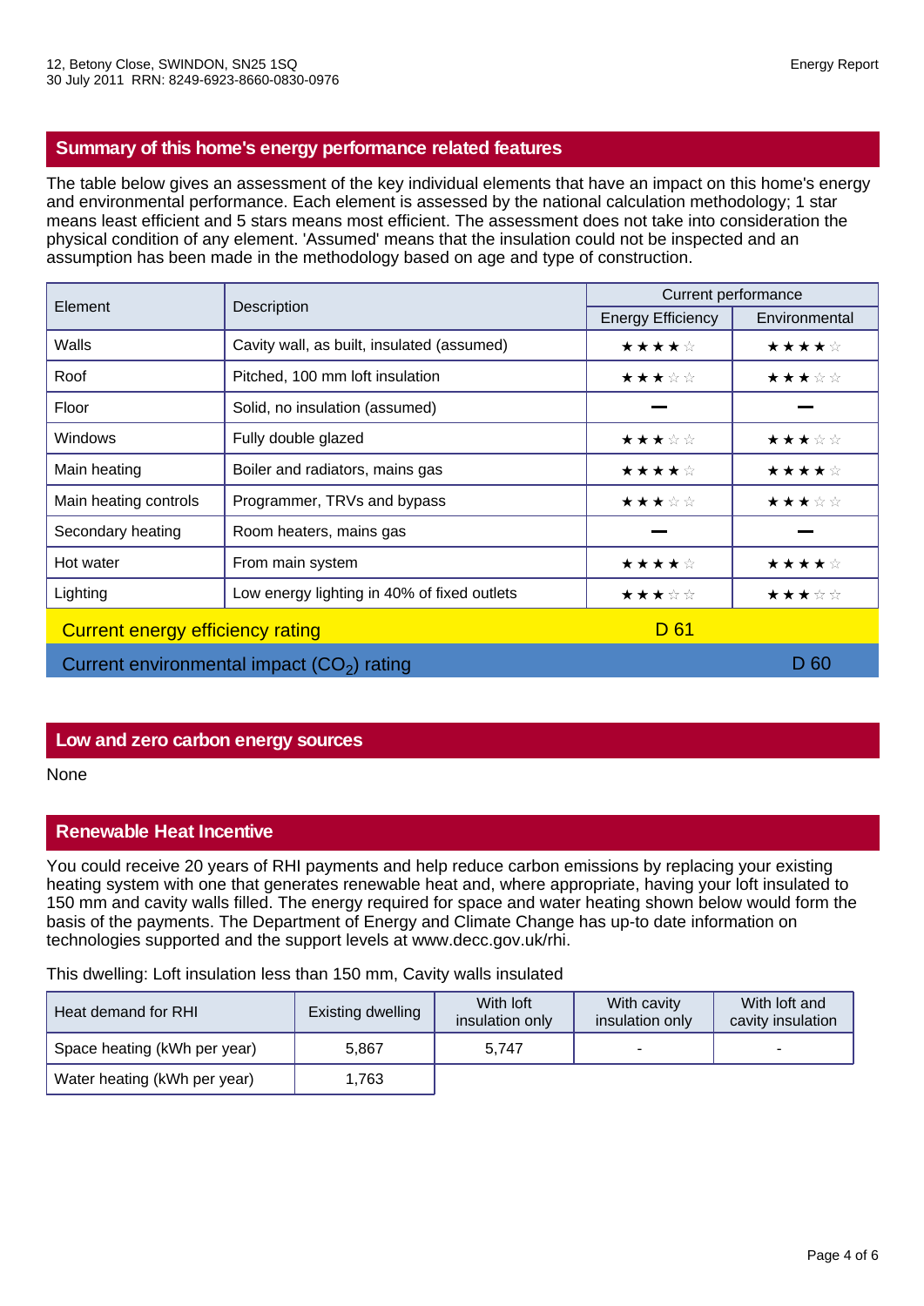## Summary of this home's energy performance related features

The table below gives an assessment of the key individual elements that have an impact on this home's energy and environmental performance. Each element is assessed by the national calculation methodology; 1 star means least efficient and 5 stars means most efficient. The assessment does not take into consideration the physical condition of any element. 'Assumed' means that the insulation could not be inspected and an assumption has been made in the methodology based on age and type of construction.

| Element | Description | Current performance | |
|---|---|---|---|
| | | Energy Efficiency | Environmental |
| Walls | Cavity wall, as built, insulated (assumed) | ★★★★☆ | ★★★★☆ |
| Roof | Pitched, 100 mm loft insulation | ★★★☆☆ | ★★★☆☆ |
| Floor | Solid, no insulation (assumed) | — | — |
| Windows | Fully double glazed | ★★★☆☆ | ★★★☆☆ |
| Main heating | Boiler and radiators, mains gas | ★★★★☆ | ★★★★☆ |
| Main heating controls | Programmer, TRVs and bypass | ★★★☆☆ | ★★★☆☆ |
| Secondary heating | Room heaters, mains gas | — | — |
| Hot water | From main system | ★★★★☆ | ★★★★☆ |
| Lighting | Low energy lighting in 40% of fixed outlets | ★★★☆☆ | ★★★☆☆ |

Current energy efficiency rating: D 61

Current environmental impact ($CO_2$) rating: D 60

## Low and zero carbon energy sources

None

## Renewable Heat Incentive

You could receive 20 years of RHI payments and help reduce carbon emissions by replacing your existing heating system with one that generates renewable heat and, where appropriate, having your loft insulated to 150 mm and cavity walls filled. The energy required for space and water heating shown below would form the basis of the payments. The Department of Energy and Climate Change has up-to date information on technologies supported and the support levels at www.decc.gov.uk/rhi.

This dwelling: Loft insulation less than 150 mm, Cavity walls insulated

| Heat demand for RHI | Existing dwelling | With loft insulation only | With cavity insulation only | With loft and cavity insulation |
|---|---|---|---|---|
| Space heating (kWh per year) | 5,867 | 5,747 | - | - |
| Water heating (kWh per year) | 1,763 | | | |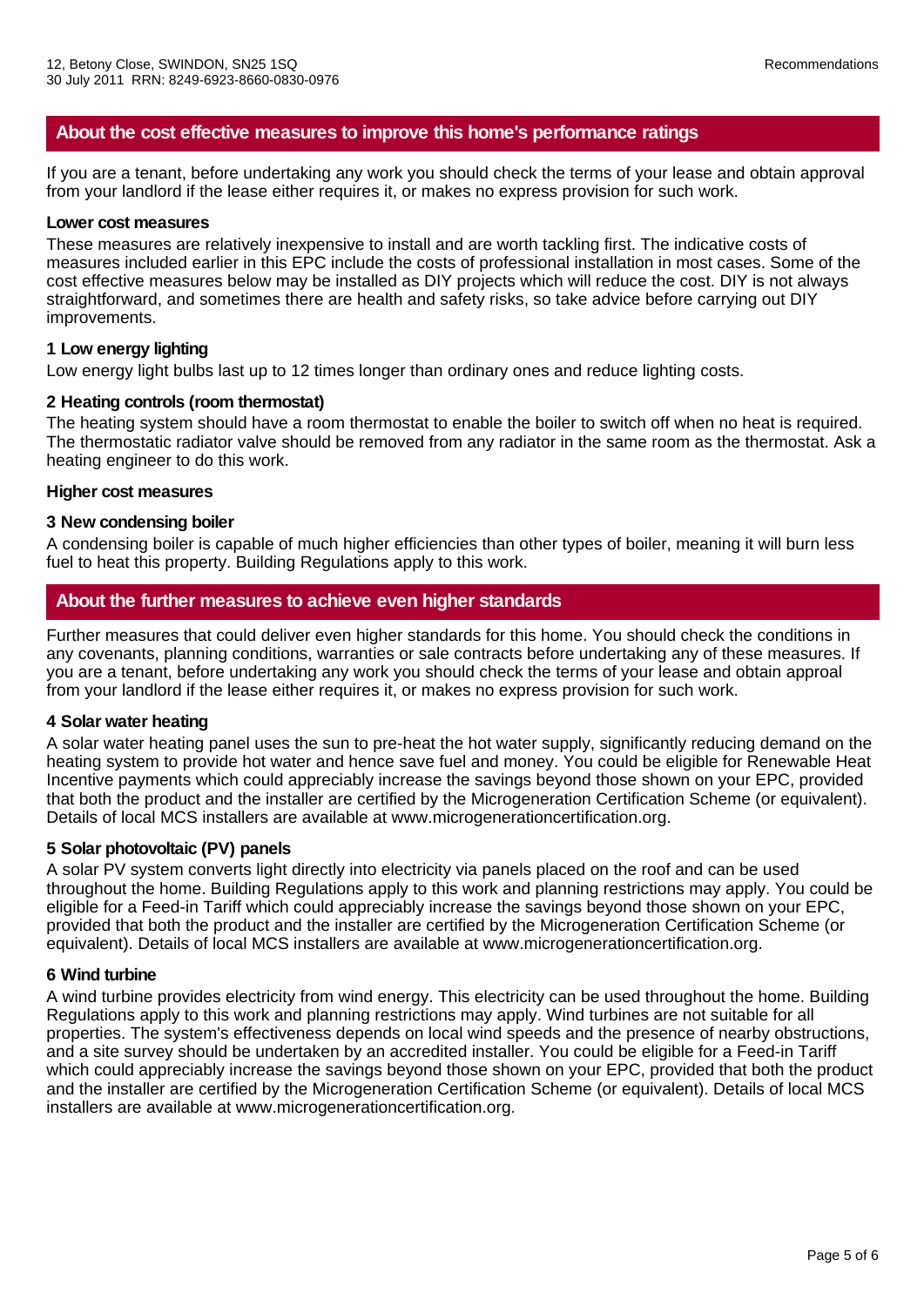## About the cost effective measures to improve this home's performance ratings

If you are a tenant, before undertaking any work you should check the terms of your lease and obtain approval from your landlord if the lease either requires it, or makes no express provision for such work.

**Lower cost measures**

These measures are relatively inexpensive to install and are worth tackling first. The indicative costs of measures included earlier in this EPC include the costs of professional installation in most cases. Some of the cost effective measures below may be installed as DIY projects which will reduce the cost. DIY is not always straightforward, and sometimes there are health and safety risks, so take advice before carrying out DIY improvements.

**1 Low energy lighting**

Low energy light bulbs last up to 12 times longer than ordinary ones and reduce lighting costs.

**2 Heating controls (room thermostat)**

The heating system should have a room thermostat to enable the boiler to switch off when no heat is required. The thermostatic radiator valve should be removed from any radiator in the same room as the thermostat. Ask a heating engineer to do this work.

**Higher cost measures**

**3 New condensing boiler**

A condensing boiler is capable of much higher efficiencies than other types of boiler, meaning it will burn less fuel to heat this property. Building Regulations apply to this work.

## About the further measures to achieve even higher standards

Further measures that could deliver even higher standards for this home. You should check the conditions in any covenants, planning conditions, warranties or sale contracts before undertaking any of these measures. If you are a tenant, before undertaking any work you should check the terms of your lease and obtain approval from your landlord if the lease either requires it, or makes no express provision for such work.

**4 Solar water heating**

A solar water heating panel uses the sun to pre-heat the hot water supply, significantly reducing demand on the heating system to provide hot water and hence save fuel and money. You could be eligible for Renewable Heat Incentive payments which could appreciably increase the savings beyond those shown on your EPC, provided that both the product and the installer are certified by the Microgeneration Certification Scheme (or equivalent). Details of local MCS installers are available at www.microgenerationcertification.org.

**5 Solar photovoltaic (PV) panels**

A solar PV system converts light directly into electricity via panels placed on the roof and can be used throughout the home. Building Regulations apply to this work and planning restrictions may apply. You could be eligible for a Feed-in Tariff which could appreciably increase the savings beyond those shown on your EPC, provided that both the product and the installer are certified by the Microgeneration Certification Scheme (or equivalent). Details of local MCS installers are available at www.microgenerationcertification.org.

**6 Wind turbine**

A wind turbine provides electricity from wind energy. This electricity can be used throughout the home. Building Regulations apply to this work and planning restrictions may apply. Wind turbines are not suitable for all properties. The system's effectiveness depends on local wind speeds and the presence of nearby obstructions, and a site survey should be undertaken by an accredited installer. You could be eligible for a Feed-in Tariff which could appreciably increase the savings beyond those shown on your EPC, provided that both the product and the installer are certified by the Microgeneration Certification Scheme (or equivalent). Details of local MCS installers are available at www.microgenerationcertification.org.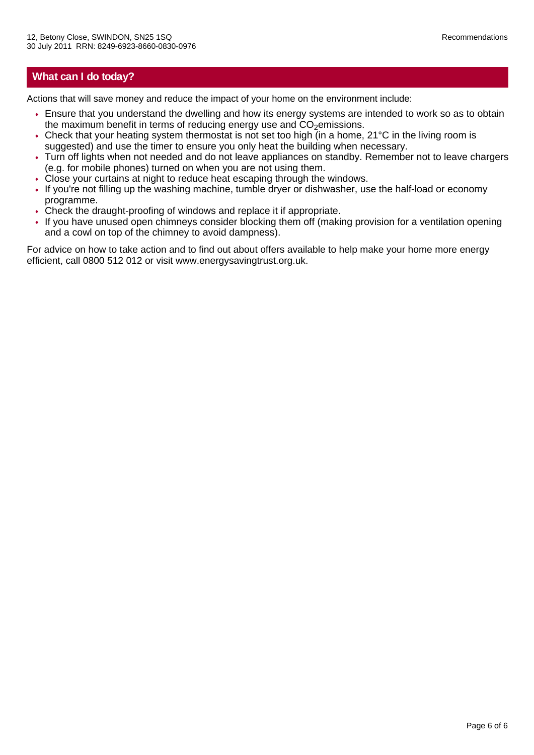## What can I do today?

Actions that will save money and reduce the impact of your home on the environment include:

- Ensure that you understand the dwelling and how its energy systems are intended to work so as to obtain the maximum benefit in terms of reducing energy use and $CO_2$ emissions.
- Check that your heating system thermostat is not set too high (in a home, 21°C in the living room is suggested) and use the timer to ensure you only heat the building when necessary.
- Turn off lights when not needed and do not leave appliances on standby. Remember not to leave chargers (e.g. for mobile phones) turned on when you are not using them.
- Close your curtains at night to reduce heat escaping through the windows.
- If you're not filling up the washing machine, tumble dryer or dishwasher, use the half-load or economy programme.
- Check the draught-proofing of windows and replace it if appropriate.
- If you have unused open chimneys consider blocking them off (making provision for a ventilation opening and a cowl on top of the chimney to avoid dampness).

For advice on how to take action and to find out about offers available to help make your home more energy efficient, call 0800 512 012 or visit www.energysavingtrust.org.uk.